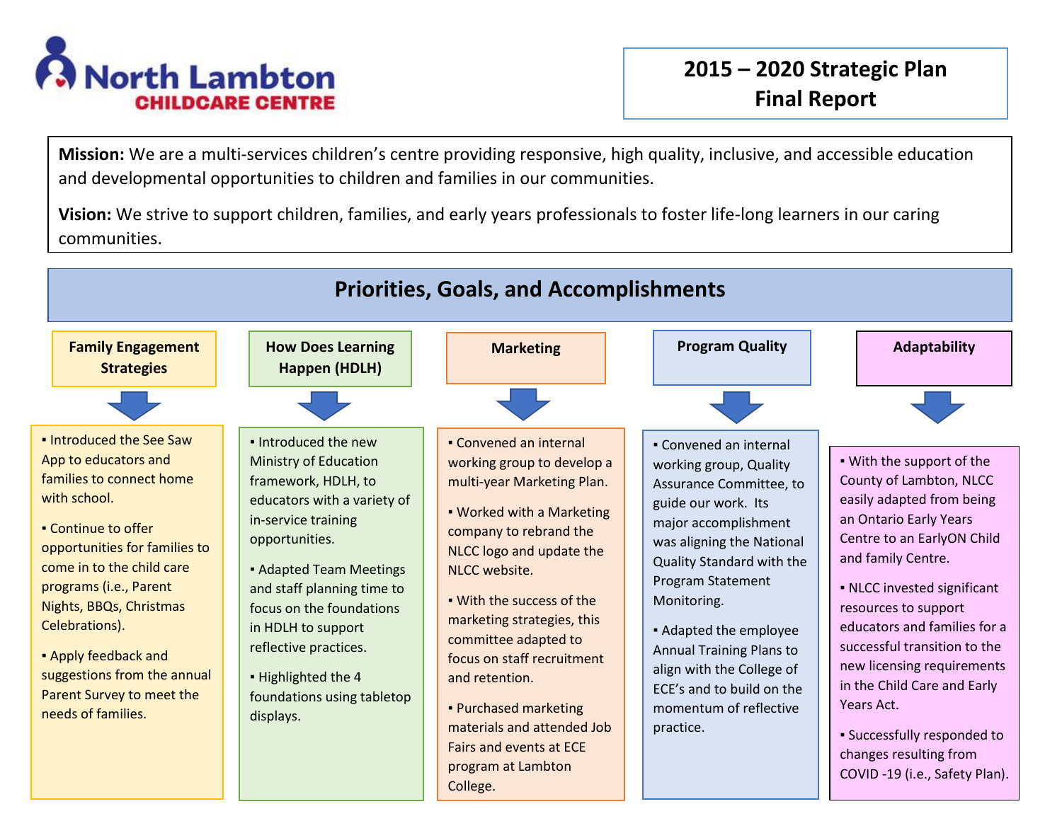# North Lambton CHILDCARE CENTRE

## 2015 – 2020 Strategic Plan Final Report

**Mission:** We are a multi-services children's centre providing responsive, high quality, inclusive, and accessible education and developmental opportunities to children and families in our communities.

**Vision:** We strive to support children, families, and early years professionals to foster life-long learners in our caring communities.

## Priorities, Goals, and Accomplishments

### Family Engagement Strategies

- Introduced the See Saw App to educators and families to connect home with school.
- Continue to offer opportunities for families to come in to the child care programs (i.e., Parent Nights, BBQs, Christmas Celebrations).
- Apply feedback and suggestions from the annual Parent Survey to meet the needs of families.

### How Does Learning Happen (HDLH)

- Introduced the new Ministry of Education framework, HDLH, to educators with a variety of in-service training opportunities.
- Adapted Team Meetings and staff planning time to focus on the foundations in HDLH to support reflective practices.
- Highlighted the 4 foundations using tabletop displays.

### Marketing

- Convened an internal working group to develop a multi-year Marketing Plan.
- Worked with a Marketing company to rebrand the NLCC logo and update the NLCC website.
- With the success of the marketing strategies, this committee adapted to focus on staff recruitment and retention.
- Purchased marketing materials and attended Job Fairs and events at ECE program at Lambton College.

### Program Quality

- Convened an internal working group, Quality Assurance Committee, to guide our work. Its major accomplishment was aligning the National Quality Standard with the Program Statement Monitoring.
- Adapted the employee Annual Training Plans to align with the College of ECE's and to build on the momentum of reflective practice.

### Adaptability

- With the support of the County of Lambton, NLCC easily adapted from being an Ontario Early Years Centre to an EarlyON Child and family Centre.
- NLCC invested significant resources to support educators and families for a successful transition to the new licensing requirements in the Child Care and Early Years Act.
- Successfully responded to changes resulting from COVID -19 (i.e., Safety Plan).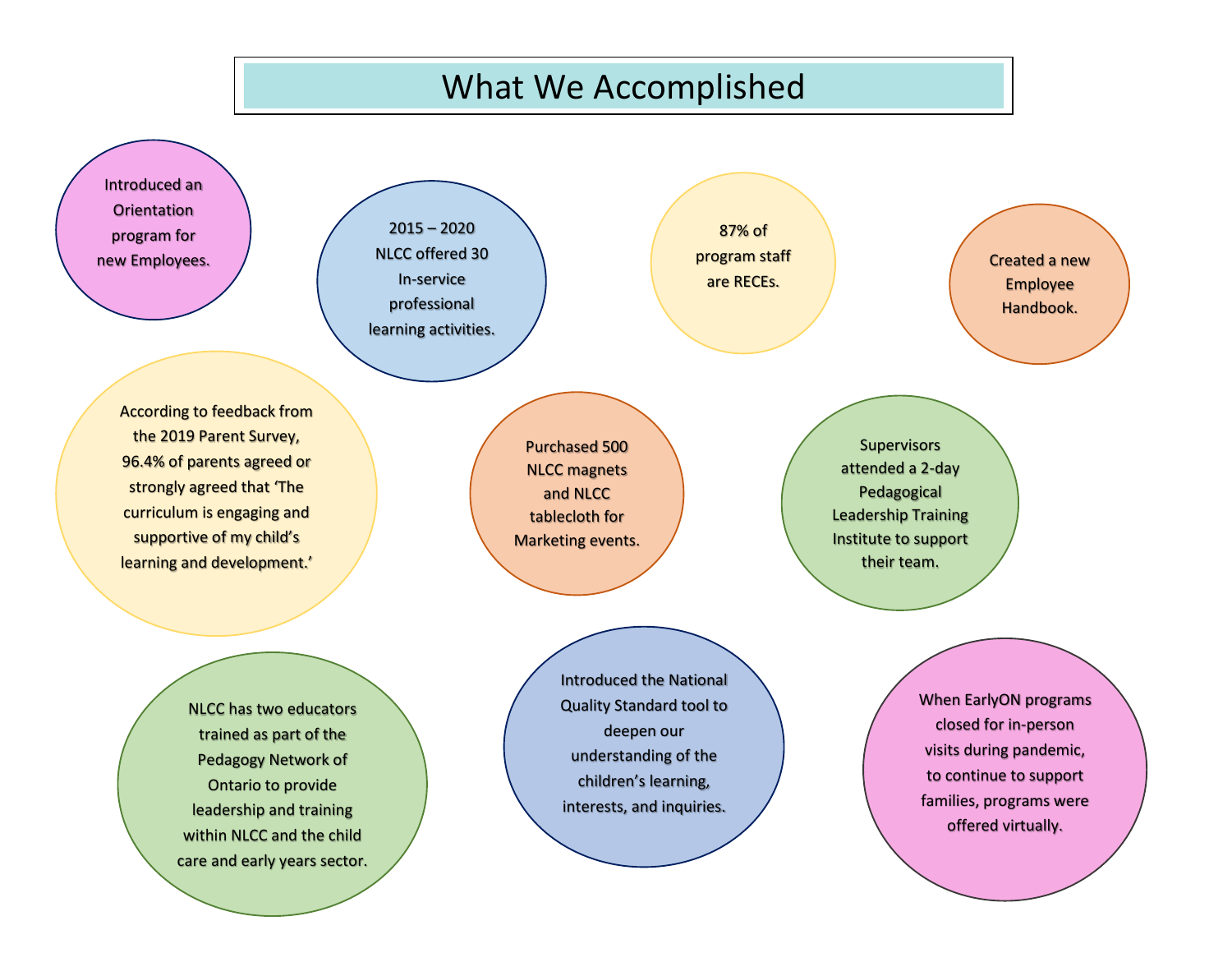# What We Accomplished

Introduced an Orientation program for new Employees.

2015 – 2020 NLCC offered 30 In-service professional learning activities.

87% of program staff are RECEs.

Created a new Employee Handbook.

According to feedback from the 2019 Parent Survey, 96.4% of parents agreed or strongly agreed that 'The curriculum is engaging and supportive of my child's learning and development.'

Purchased 500 NLCC magnets and NLCC tablecloth for Marketing events.

Supervisors attended a 2-day Pedagogical Leadership Training Institute to support their team.

NLCC has two educators trained as part of the Pedagogy Network of Ontario to provide leadership and training within NLCC and the child care and early years sector.

Introduced the National Quality Standard tool to deepen our understanding of the children's learning, interests, and inquiries.

When EarlyON programs closed for in-person visits during pandemic, to continue to support families, programs were offered virtually.